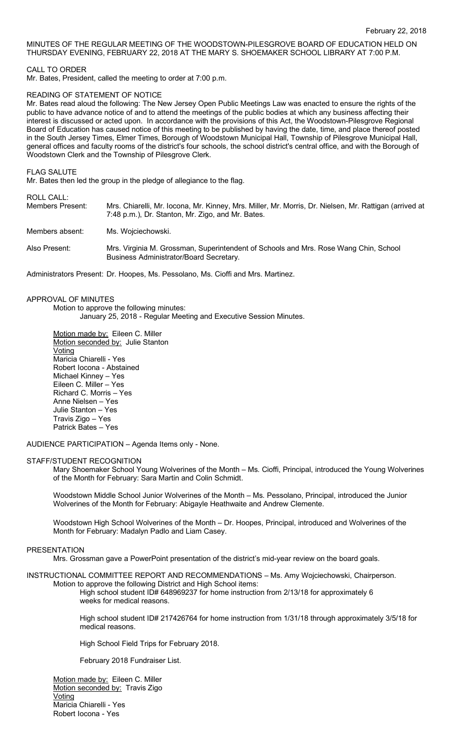MINUTES OF THE REGULAR MEETING OF THE WOODSTOWN-PILESGROVE BOARD OF EDUCATION HELD ON THURSDAY EVENING, FEBRUARY 22, 2018 AT THE MARY S. SHOEMAKER SCHOOL LIBRARY AT 7:00 P.M.

CALL TO ORDER

Mr. Bates, President, called the meeting to order at 7:00 p.m.

READING OF STATEMENT OF NOTICE

Mr. Bates read aloud the following: The New Jersey Open Public Meetings Law was enacted to ensure the rights of the public to have advance notice of and to attend the meetings of the public bodies at which any business affecting their interest is discussed or acted upon. In accordance with the provisions of this Act, the Woodstown-Pilesgrove Regional Board of Education has caused notice of this meeting to be published by having the date, time, and place thereof posted in the South Jersey Times, Elmer Times, Borough of Woodstown Municipal Hall, Township of Pilesgrove Municipal Hall, general offices and faculty rooms of the district's four schools, the school district's central office, and with the Borough of Woodstown Clerk and the Township of Pilesgrove Clerk.

FLAG SALUTE

Mr. Bates then led the group in the pledge of allegiance to the flag.

ROLL CALL:

Members Present: Mrs. Chiarelli, Mr. Iocona, Mr. Kinney, Mrs. Miller, Mr. Morris, Dr. Nielsen, Mr. Rattigan (arrived at 7:48 p.m.), Dr. Stanton, Mr. Zigo, and Mr. Bates.

Members absent: Ms. Wojciechowski.

Also Present: Mrs. Virginia M. Grossman, Superintendent of Schools and Mrs. Rose Wang Chin, School Business Administrator/Board Secretary.

Administrators Present: Dr. Hoopes, Ms. Pessolano, Ms. Cioffi and Mrs. Martinez.

APPROVAL OF MINUTES

Motion to approve the following minutes:
January 25, 2018 - Regular Meeting and Executive Session Minutes.

Motion made by: Eileen C. Miller
Motion seconded by: Julie Stanton
Voting
Maricia Chiarelli - Yes
Robert Iocona - Abstained
Michael Kinney – Yes
Eileen C. Miller – Yes
Richard C. Morris – Yes
Anne Nielsen – Yes
Julie Stanton – Yes
Travis Zigo – Yes
Patrick Bates – Yes

AUDIENCE PARTICIPATION – Agenda Items only - None.

STAFF/STUDENT RECOGNITION

Mary Shoemaker School Young Wolverines of the Month – Ms. Cioffi, Principal, introduced the Young Wolverines of the Month for February: Sara Martin and Colin Schmidt.

Woodstown Middle School Junior Wolverines of the Month – Ms. Pessolano, Principal, introduced the Junior Wolverines of the Month for February: Abigayle Heathwaite and Andrew Clemente.

Woodstown High School Wolverines of the Month – Dr. Hoopes, Principal, introduced and Wolverines of the Month for February: Madalyn Padlo and Liam Casey.

PRESENTATION

Mrs. Grossman gave a PowerPoint presentation of the district's mid-year review on the board goals.

INSTRUCTIONAL COMMITTEE REPORT AND RECOMMENDATIONS – Ms. Amy Wojciechowski, Chairperson.

Motion to approve the following District and High School items:

High school student ID# 648969237 for home instruction from 2/13/18 for approximately 6 weeks for medical reasons.

High school student ID# 217426764 for home instruction from 1/31/18 through approximately 3/5/18 for medical reasons.

High School Field Trips for February 2018.

February 2018 Fundraiser List.

Motion made by: Eileen C. Miller
Motion seconded by: Travis Zigo
Voting
Maricia Chiarelli - Yes
Robert Iocona - Yes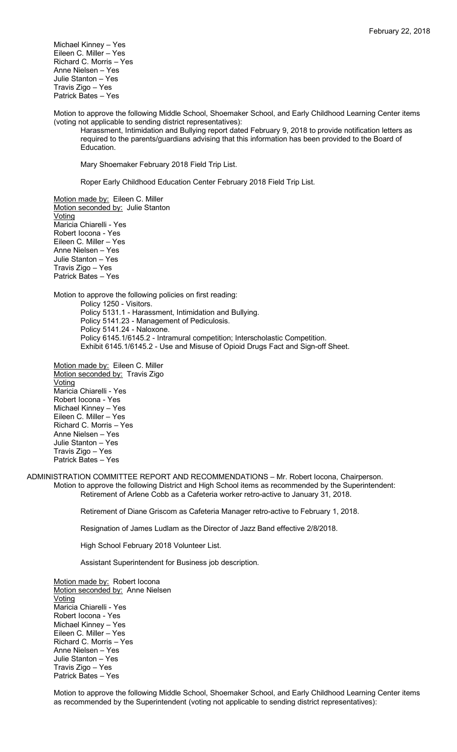Michael Kinney – Yes
Eileen C. Miller – Yes
Richard C. Morris – Yes
Anne Nielsen – Yes
Julie Stanton – Yes
Travis Zigo – Yes
Patrick Bates – Yes

Motion to approve the following Middle School, Shoemaker School, and Early Childhood Learning Center items (voting not applicable to sending district representatives):

Harassment, Intimidation and Bullying report dated February 9, 2018 to provide notification letters as required to the parents/guardians advising that this information has been provided to the Board of Education.

Mary Shoemaker February 2018 Field Trip List.

Roper Early Childhood Education Center February 2018 Field Trip List.

Motion made by: Eileen C. Miller
Motion seconded by: Julie Stanton
Voting
Maricia Chiarelli - Yes
Robert Iocona - Yes
Eileen C. Miller – Yes
Anne Nielsen – Yes
Julie Stanton – Yes
Travis Zigo – Yes
Patrick Bates – Yes

Motion to approve the following policies on first reading:

Policy 1250 - Visitors.
Policy 5131.1 - Harassment, Intimidation and Bullying.
Policy 5141.23 - Management of Pediculosis.
Policy 5141.24 - Naloxone.
Policy 6145.1/6145.2 - Intramural competition; Interscholastic Competition.
Exhibit 6145.1/6145.2 - Use and Misuse of Opioid Drugs Fact and Sign-off Sheet.

Motion made by: Eileen C. Miller
Motion seconded by: Travis Zigo
Voting
Maricia Chiarelli - Yes
Robert Iocona - Yes
Michael Kinney – Yes
Eileen C. Miller – Yes
Richard C. Morris – Yes
Anne Nielsen – Yes
Julie Stanton – Yes
Travis Zigo – Yes
Patrick Bates – Yes

ADMINISTRATION COMMITTEE REPORT AND RECOMMENDATIONS – Mr. Robert Iocona, Chairperson.

Motion to approve the following District and High School items as recommended by the Superintendent:

Retirement of Arlene Cobb as a Cafeteria worker retro-active to January 31, 2018.

Retirement of Diane Griscom as Cafeteria Manager retro-active to February 1, 2018.

Resignation of James Ludlam as the Director of Jazz Band effective 2/8/2018.

High School February 2018 Volunteer List.

Assistant Superintendent for Business job description.

Motion made by: Robert Iocona
Motion seconded by: Anne Nielsen
Voting
Maricia Chiarelli - Yes
Robert Iocona - Yes
Michael Kinney – Yes
Eileen C. Miller – Yes
Richard C. Morris – Yes
Anne Nielsen – Yes
Julie Stanton – Yes
Travis Zigo – Yes
Patrick Bates – Yes

Motion to approve the following Middle School, Shoemaker School, and Early Childhood Learning Center items as recommended by the Superintendent (voting not applicable to sending district representatives):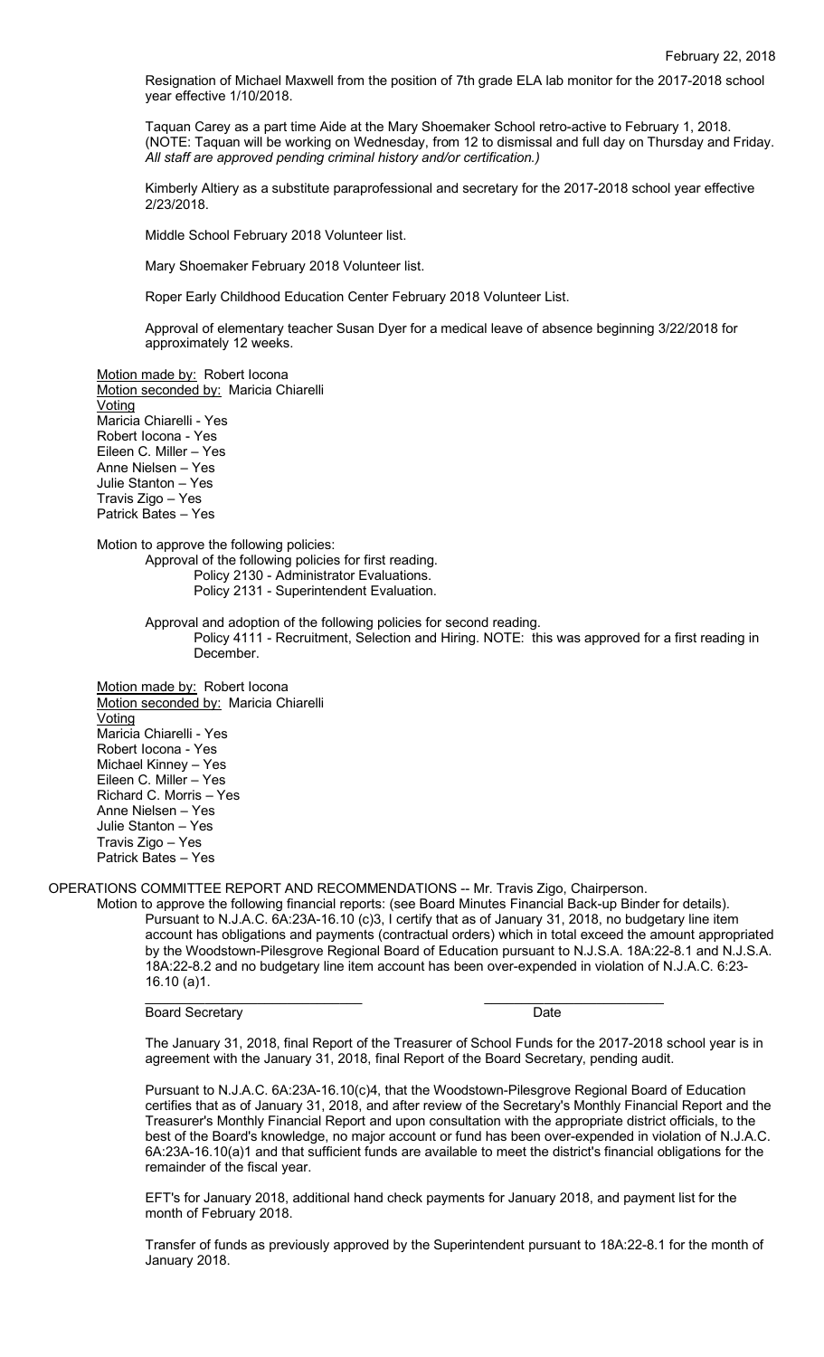February 22, 2018

Resignation of Michael Maxwell from the position of 7th grade ELA lab monitor for the 2017-2018 school year effective 1/10/2018.

Taquan Carey as a part time Aide at the Mary Shoemaker School retro-active to February 1, 2018. (NOTE: Taquan will be working on Wednesday, from 12 to dismissal and full day on Thursday and Friday. *All staff are approved pending criminal history and/or certification.)*

Kimberly Altiery as a substitute paraprofessional and secretary for the 2017-2018 school year effective 2/23/2018.

Middle School February 2018 Volunteer list.

Mary Shoemaker February 2018 Volunteer list.

Roper Early Childhood Education Center February 2018 Volunteer List.

Approval of elementary teacher Susan Dyer for a medical leave of absence beginning 3/22/2018 for approximately 12 weeks.

Motion made by: Robert Iocona
Motion seconded by: Maricia Chiarelli
Voting
Maricia Chiarelli - Yes
Robert Iocona - Yes
Eileen C. Miller – Yes
Anne Nielsen – Yes
Julie Stanton – Yes
Travis Zigo – Yes
Patrick Bates – Yes

Motion to approve the following policies:

Approval of the following policies for first reading.
Policy 2130 - Administrator Evaluations.
Policy 2131 - Superintendent Evaluation.

Approval and adoption of the following policies for second reading.
Policy 4111 - Recruitment, Selection and Hiring. NOTE: this was approved for a first reading in December.

Motion made by: Robert Iocona
Motion seconded by: Maricia Chiarelli
Voting
Maricia Chiarelli - Yes
Robert Iocona - Yes
Michael Kinney – Yes
Eileen C. Miller – Yes
Richard C. Morris – Yes
Anne Nielsen – Yes
Julie Stanton – Yes
Travis Zigo – Yes
Patrick Bates – Yes

OPERATIONS COMMITTEE REPORT AND RECOMMENDATIONS -- Mr. Travis Zigo, Chairperson.

Motion to approve the following financial reports: (see Board Minutes Financial Back-up Binder for details).

Pursuant to N.J.A.C. 6A:23A-16.10 (c)3, I certify that as of January 31, 2018, no budgetary line item account has obligations and payments (contractual orders) which in total exceed the amount appropriated by the Woodstown-Pilesgrove Regional Board of Education pursuant to N.J.S.A. 18A:22-8.1 and N.J.S.A. 18A:22-8.2 and no budgetary line item account has been over-expended in violation of N.J.A.C. 6:23-16.10 (a)1.

\_\_\_\_\_\_\_\_\_\_\_\_\_\_\_\_\_\_\_\_\_\_\_\_\_\_\_\_ \_\_\_\_\_\_\_\_\_\_\_\_\_\_\_\_\_\_\_\_\_\_\_\_\_\_\_\_
Board Secretary Date

The January 31, 2018, final Report of the Treasurer of School Funds for the 2017-2018 school year is in agreement with the January 31, 2018, final Report of the Board Secretary, pending audit.

Pursuant to N.J.A.C. 6A:23A-16.10(c)4, that the Woodstown-Pilesgrove Regional Board of Education certifies that as of January 31, 2018, and after review of the Secretary's Monthly Financial Report and the Treasurer's Monthly Financial Report and upon consultation with the appropriate district officials, to the best of the Board's knowledge, no major account or fund has been over-expended in violation of N.J.A.C. 6A:23A-16.10(a)1 and that sufficient funds are available to meet the district's financial obligations for the remainder of the fiscal year.

EFT's for January 2018, additional hand check payments for January 2018, and payment list for the month of February 2018.

Transfer of funds as previously approved by the Superintendent pursuant to 18A:22-8.1 for the month of January 2018.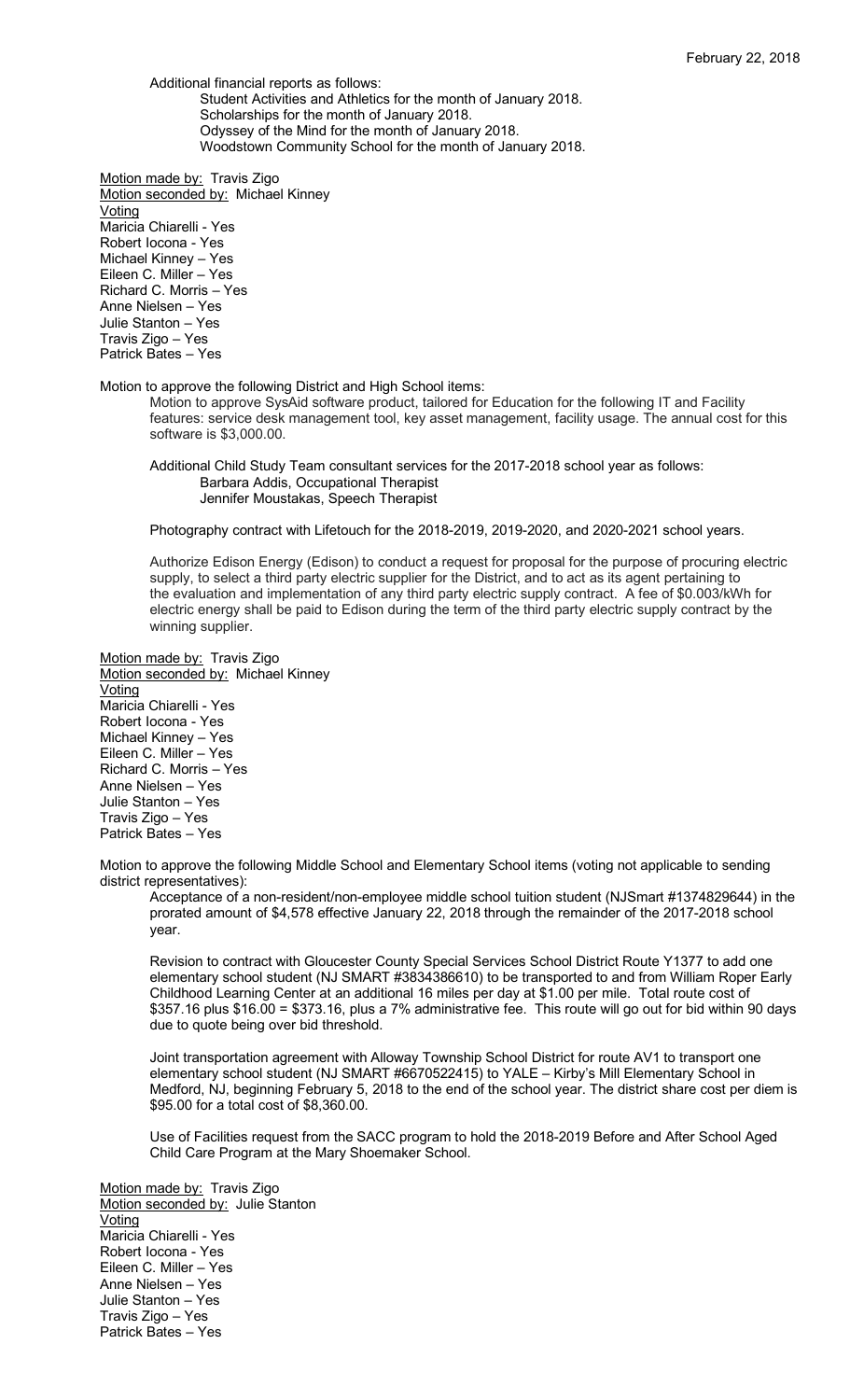Additional financial reports as follows:

Student Activities and Athletics for the month of January 2018.
Scholarships for the month of January 2018.
Odyssey of the Mind for the month of January 2018.
Woodstown Community School for the month of January 2018.

Motion made by: Travis Zigo
Motion seconded by: Michael Kinney
Voting
Maricia Chiarelli - Yes
Robert Iocona - Yes
Michael Kinney – Yes
Eileen C. Miller – Yes
Richard C. Morris – Yes
Anne Nielsen – Yes
Julie Stanton – Yes
Travis Zigo – Yes
Patrick Bates – Yes

Motion to approve the following District and High School items:

Motion to approve SysAid software product, tailored for Education for the following IT and Facility features: service desk management tool, key asset management, facility usage. The annual cost for this software is $3,000.00.

Additional Child Study Team consultant services for the 2017-2018 school year as follows:
Barbara Addis, Occupational Therapist
Jennifer Moustakas, Speech Therapist

Photography contract with Lifetouch for the 2018-2019, 2019-2020, and 2020-2021 school years.

Authorize Edison Energy (Edison) to conduct a request for proposal for the purpose of procuring electric supply, to select a third party electric supplier for the District, and to act as its agent pertaining to the evaluation and implementation of any third party electric supply contract. A fee of $0.003/kWh for electric energy shall be paid to Edison during the term of the third party electric supply contract by the winning supplier.

Motion made by: Travis Zigo
Motion seconded by: Michael Kinney
Voting
Maricia Chiarelli - Yes
Robert Iocona - Yes
Michael Kinney – Yes
Eileen C. Miller – Yes
Richard C. Morris – Yes
Anne Nielsen – Yes
Julie Stanton – Yes
Travis Zigo – Yes
Patrick Bates – Yes

Motion to approve the following Middle School and Elementary School items (voting not applicable to sending district representatives):

Acceptance of a non-resident/non-employee middle school tuition student (NJSmart #1374829644) in the prorated amount of $4,578 effective January 22, 2018 through the remainder of the 2017-2018 school year.

Revision to contract with Gloucester County Special Services School District Route Y1377 to add one elementary school student (NJ SMART #3834386610) to be transported to and from William Roper Early Childhood Learning Center at an additional 16 miles per day at $1.00 per mile. Total route cost of $357.16 plus $16.00 = $373.16, plus a 7% administrative fee. This route will go out for bid within 90 days due to quote being over bid threshold.

Joint transportation agreement with Alloway Township School District for route AV1 to transport one elementary school student (NJ SMART #6670522415) to YALE – Kirby's Mill Elementary School in Medford, NJ, beginning February 5, 2018 to the end of the school year. The district share cost per diem is $95.00 for a total cost of $8,360.00.

Use of Facilities request from the SACC program to hold the 2018-2019 Before and After School Aged Child Care Program at the Mary Shoemaker School.

Motion made by: Travis Zigo
Motion seconded by: Julie Stanton
Voting
Maricia Chiarelli - Yes
Robert Iocona - Yes
Eileen C. Miller – Yes
Anne Nielsen – Yes
Julie Stanton – Yes
Travis Zigo – Yes
Patrick Bates – Yes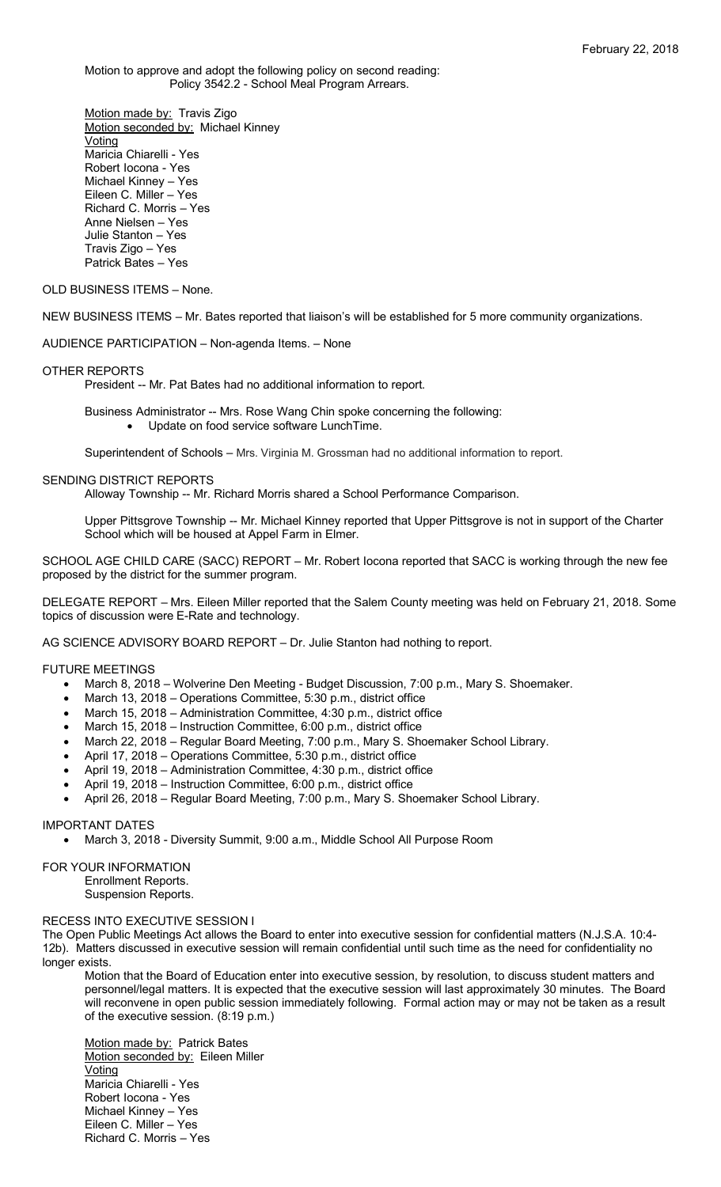Motion to approve and adopt the following policy on second reading:
Policy 3542.2 - School Meal Program Arrears.

Motion made by: Travis Zigo
Motion seconded by: Michael Kinney
Voting
Maricia Chiarelli - Yes
Robert Iocona - Yes
Michael Kinney – Yes
Eileen C. Miller – Yes
Richard C. Morris – Yes
Anne Nielsen – Yes
Julie Stanton – Yes
Travis Zigo – Yes
Patrick Bates – Yes

OLD BUSINESS ITEMS – None.

NEW BUSINESS ITEMS – Mr. Bates reported that liaison's will be established for 5 more community organizations.

AUDIENCE PARTICIPATION – Non-agenda Items. – None

OTHER REPORTS

President -- Mr. Pat Bates had no additional information to report.

Business Administrator -- Mrs. Rose Wang Chin spoke concerning the following:

- Update on food service software LunchTime.

Superintendent of Schools – Mrs. Virginia M. Grossman had no additional information to report.

SENDING DISTRICT REPORTS

Alloway Township -- Mr. Richard Morris shared a School Performance Comparison.

Upper Pittsgrove Township -- Mr. Michael Kinney reported that Upper Pittsgrove is not in support of the Charter School which will be housed at Appel Farm in Elmer.

SCHOOL AGE CHILD CARE (SACC) REPORT – Mr. Robert Iocona reported that SACC is working through the new fee proposed by the district for the summer program.

DELEGATE REPORT – Mrs. Eileen Miller reported that the Salem County meeting was held on February 21, 2018. Some topics of discussion were E-Rate and technology.

AG SCIENCE ADVISORY BOARD REPORT – Dr. Julie Stanton had nothing to report.

FUTURE MEETINGS

- March 8, 2018 – Wolverine Den Meeting - Budget Discussion, 7:00 p.m., Mary S. Shoemaker.
- March 13, 2018 – Operations Committee, 5:30 p.m., district office
- March 15, 2018 – Administration Committee, 4:30 p.m., district office
- March 15, 2018 – Instruction Committee, 6:00 p.m., district office
- March 22, 2018 – Regular Board Meeting, 7:00 p.m., Mary S. Shoemaker School Library.
- April 17, 2018 – Operations Committee, 5:30 p.m., district office
- April 19, 2018 – Administration Committee, 4:30 p.m., district office
- April 19, 2018 – Instruction Committee, 6:00 p.m., district office
- April 26, 2018 – Regular Board Meeting, 7:00 p.m., Mary S. Shoemaker School Library.

IMPORTANT DATES

- March 3, 2018 - Diversity Summit, 9:00 a.m., Middle School All Purpose Room

FOR YOUR INFORMATION

Enrollment Reports.
Suspension Reports.

RECESS INTO EXECUTIVE SESSION I

The Open Public Meetings Act allows the Board to enter into executive session for confidential matters (N.J.S.A. 10:4-12b). Matters discussed in executive session will remain confidential until such time as the need for confidentiality no longer exists.

Motion that the Board of Education enter into executive session, by resolution, to discuss student matters and personnel/legal matters. It is expected that the executive session will last approximately 30 minutes. The Board will reconvene in open public session immediately following. Formal action may or may not be taken as a result of the executive session. (8:19 p.m.)

Motion made by: Patrick Bates
Motion seconded by: Eileen Miller
Voting
Maricia Chiarelli - Yes
Robert Iocona - Yes
Michael Kinney – Yes
Eileen C. Miller – Yes
Richard C. Morris – Yes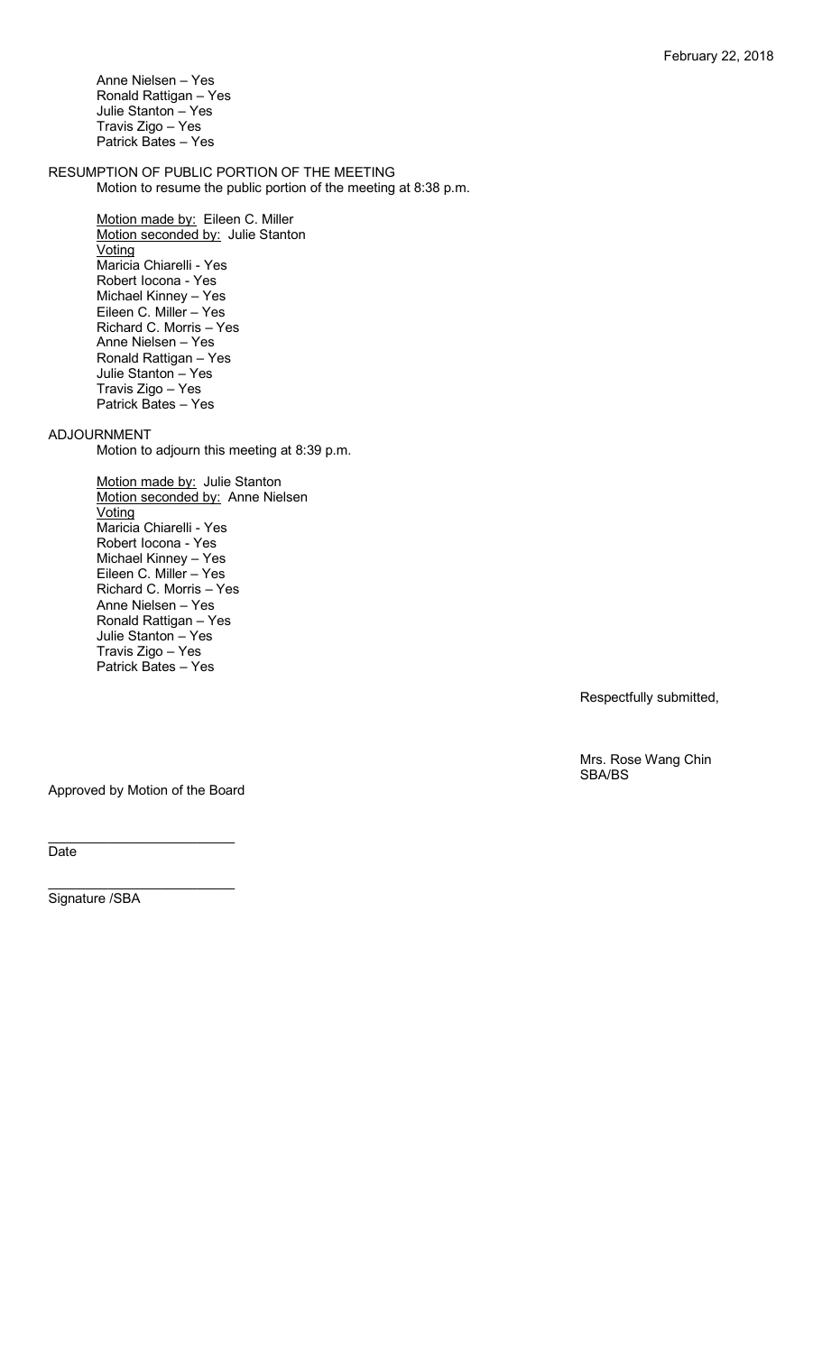Anne Nielsen – Yes
Ronald Rattigan – Yes
Julie Stanton – Yes
Travis Zigo – Yes
Patrick Bates – Yes

RESUMPTION OF PUBLIC PORTION OF THE MEETING

Motion to resume the public portion of the meeting at 8:38 p.m.

Motion made by: Eileen C. Miller
Motion seconded by: Julie Stanton
Voting
Maricia Chiarelli - Yes
Robert Iocona - Yes
Michael Kinney – Yes
Eileen C. Miller – Yes
Richard C. Morris – Yes
Anne Nielsen – Yes
Ronald Rattigan – Yes
Julie Stanton – Yes
Travis Zigo – Yes
Patrick Bates – Yes

ADJOURNMENT

Motion to adjourn this meeting at 8:39 p.m.

Motion made by: Julie Stanton
Motion seconded by: Anne Nielsen
Voting
Maricia Chiarelli - Yes
Robert Iocona - Yes
Michael Kinney – Yes
Eileen C. Miller – Yes
Richard C. Morris – Yes
Anne Nielsen – Yes
Ronald Rattigan – Yes
Julie Stanton – Yes
Travis Zigo – Yes
Patrick Bates – Yes

Respectfully submitted,

Mrs. Rose Wang Chin
SBA/BS

Approved by Motion of the Board

\_\_\_\_\_\_\_\_\_\_\_\_\_\_\_\_\_\_\_\_\_\_\_\_\_
Date

\_\_\_\_\_\_\_\_\_\_\_\_\_\_\_\_\_\_\_\_\_\_\_\_\_
Signature /SBA